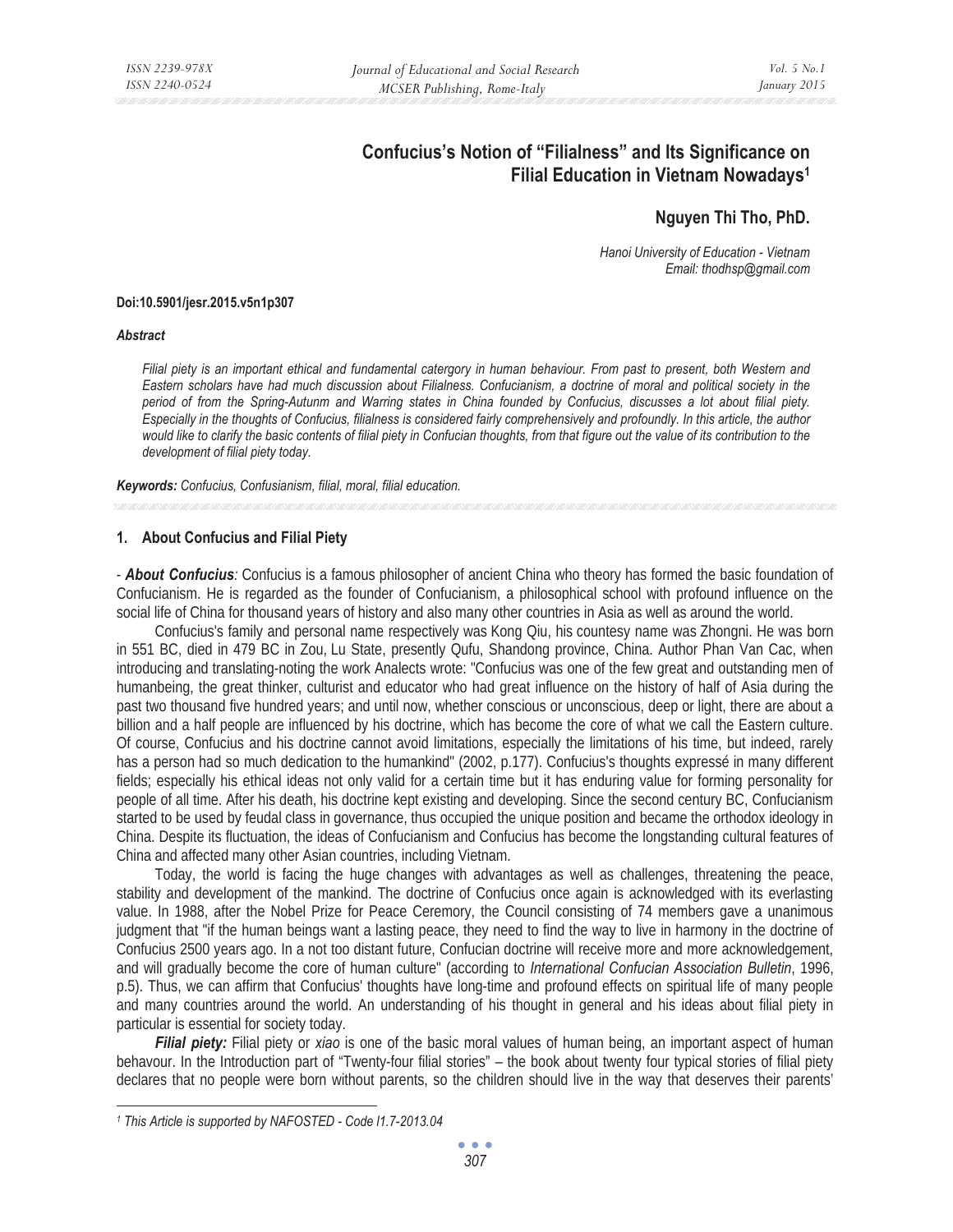# Confucius's Notion of "Filialness" and Its Significance on Filial Education in Vietnam Nowadays[1]

**Nguyen Thi Tho, PhD.**

*Hanoi University of Education - Vietnam*
*Email: thodhsp@gmail.com*

**Doi:10.5901/jesr.2015.v5n1p307**

***Abstract***

*Filial piety is an important ethical and fundamental catergory in human behaviour. From past to present, both Western and Eastern scholars have had much discussion about Filialness. Confucianism, a doctrine of moral and political society in the period of from the Spring-Autunm and Warring states in China founded by Confucius, discusses a lot about filial piety. Especially in the thoughts of Confucius, filialness is considered fairly comprehensively and profoundly. In this article, the author would like to clarify the basic contents of filial piety in Confucian thoughts, from that figure out the value of its contribution to the development of filial piety today.*

***Keywords:*** *Confucius, Confusianism, filial, moral, filial education.*

## 1. About Confucius and Filial Piety

- ***About Confucius**:* Confucius is a famous philosopher of ancient China who theory has formed the basic foundation of Confucianism. He is regarded as the founder of Confucianism, a philosophical school with profound influence on the social life of China for thousand years of history and also many other countries in Asia as well as around the world.

Confucius's family and personal name respectively was Kong Qiu, his countesy name was Zhongni. He was born in 551 BC, died in 479 BC in Zou, Lu State, presently Qufu, Shandong province, China. Author Phan Van Cac, when introducing and translating-noting the work Analects wrote: "Confucius was one of the few great and outstanding men of humanbeing, the great thinker, culturist and educator who had great influence on the history of half of Asia during the past two thousand five hundred years; and until now, whether conscious or unconscious, deep or light, there are about a billion and a half people are influenced by his doctrine, which has become the core of what we call the Eastern culture. Of course, Confucius and his doctrine cannot avoid limitations, especially the limitations of his time, but indeed, rarely has a person had so much dedication to the humankind" (2002, p.177). Confucius's thoughts expressé in many different fields; especially his ethical ideas not only valid for a certain time but it has enduring value for forming personality for people of all time. After his death, his doctrine kept existing and developing. Since the second century BC, Confucianism started to be used by feudal class in governance, thus occupied the unique position and became the orthodox ideology in China. Despite its fluctuation, the ideas of Confucianism and Confucius has become the longstanding cultural features of China and affected many other Asian countries, including Vietnam.

Today, the world is facing the huge changes with advantages as well as challenges, threatening the peace, stability and development of the mankind. The doctrine of Confucius once again is acknowledged with its everlasting value. In 1988, after the Nobel Prize for Peace Ceremory, the Council consisting of 74 members gave a unanimous judgment that "if the human beings want a lasting peace, they need to find the way to live in harmony in the doctrine of Confucius 2500 years ago. In a not too distant future, Confucian doctrine will receive more and more acknowledgement, and will gradually become the core of human culture" (according to *International Confucian Association Bulletin*, 1996, p.5). Thus, we can affirm that Confucius' thoughts have long-time and profound effects on spiritual life of many people and many countries around the world. An understanding of his thought in general and his ideas about filial piety in particular is essential for society today.

***Filial piety:*** Filial piety or *xiao* is one of the basic moral values of human being, an important aspect of human behavour. In the Introduction part of "Twenty-four filial stories" – the book about twenty four typical stories of filial piety declares that no people were born without parents, so the children should live in the way that deserves their parents'

---

[1] *This Article is supported by NAFOSTED - Code I1.7-2013.04*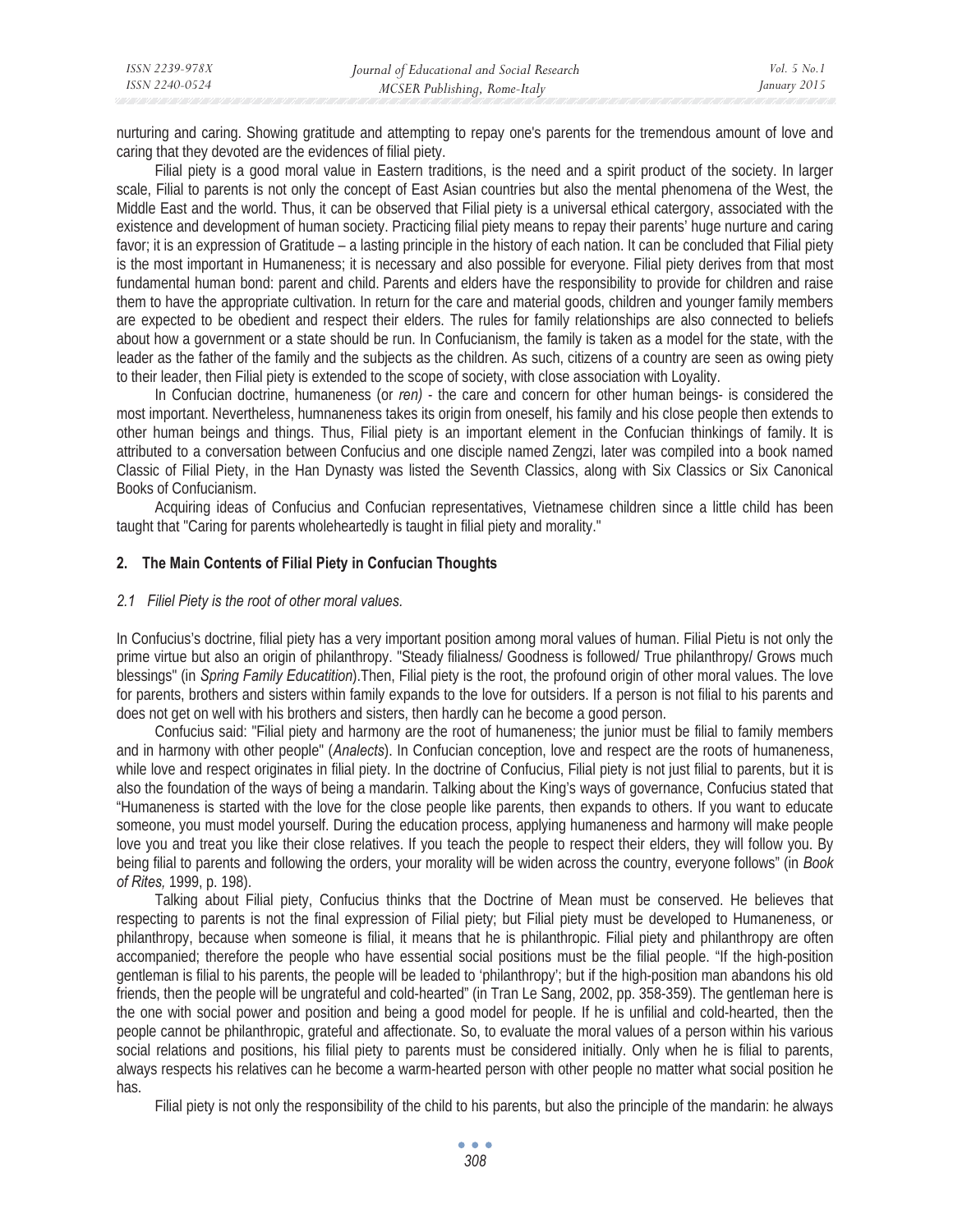nurturing and caring. Showing gratitude and attempting to repay one's parents for the tremendous amount of love and caring that they devoted are the evidences of filial piety.

Filial piety is a good moral value in Eastern traditions, is the need and a spirit product of the society. In larger scale, Filial to parents is not only the concept of East Asian countries but also the mental phenomena of the West, the Middle East and the world. Thus, it can be observed that Filial piety is a universal ethical catergory, associated with the existence and development of human society. Practicing filial piety means to repay their parents' huge nurture and caring favor; it is an expression of Gratitude – a lasting principle in the history of each nation. It can be concluded that Filial piety is the most important in Humaneness; it is necessary and also possible for everyone. Filial piety derives from that most fundamental human bond: parent and child. Parents and elders have the responsibility to provide for children and raise them to have the appropriate cultivation. In return for the care and material goods, children and younger family members are expected to be obedient and respect their elders. The rules for family relationships are also connected to beliefs about how a government or a state should be run. In Confucianism, the family is taken as a model for the state, with the leader as the father of the family and the subjects as the children. As such, citizens of a country are seen as owing piety to their leader, then Filial piety is extended to the scope of society, with close association with Loyality.

In Confucian doctrine, humaneness (or *ren)* - the care and concern for other human beings- is considered the most important. Nevertheless, humnaneness takes its origin from oneself, his family and his close people then extends to other human beings and things. Thus, Filial piety is an important element in the Confucian thinkings of family. It is attributed to a conversation between Confucius and one disciple named Zengzi, later was compiled into a book named Classic of Filial Piety, in the Han Dynasty was listed the Seventh Classics, along with Six Classics or Six Canonical Books of Confucianism.

Acquiring ideas of Confucius and Confucian representatives, Vietnamese children since a little child has been taught that "Caring for parents wholeheartedly is taught in filial piety and morality."

## 2. The Main Contents of Filial Piety in Confucian Thoughts

### *2.1 Filiel Piety is the root of other moral values.*

In Confucius's doctrine, filial piety has a very important position among moral values of human. Filial Pietu is not only the prime virtue but also an origin of philanthropy. "Steady filialness/ Goodness is followed/ True philanthropy/ Grows much blessings" (in *Spring Family Educatition*).Then, Filial piety is the root, the profound origin of other moral values. The love for parents, brothers and sisters within family expands to the love for outsiders. If a person is not filial to his parents and does not get on well with his brothers and sisters, then hardly can he become a good person.

Confucius said: "Filial piety and harmony are the root of humaneness; the junior must be filial to family members and in harmony with other people" (*Analects*). In Confucian conception, love and respect are the roots of humaneness, while love and respect originates in filial piety. In the doctrine of Confucius, Filial piety is not just filial to parents, but it is also the foundation of the ways of being a mandarin. Talking about the King's ways of governance, Confucius stated that "Humaneness is started with the love for the close people like parents, then expands to others. If you want to educate someone, you must model yourself. During the education process, applying humaneness and harmony will make people love you and treat you like their close relatives. If you teach the people to respect their elders, they will follow you. By being filial to parents and following the orders, your morality will be widen across the country, everyone follows" (in *Book of Rites,* 1999, p. 198).

Talking about Filial piety, Confucius thinks that the Doctrine of Mean must be conserved. He believes that respecting to parents is not the final expression of Filial piety; but Filial piety must be developed to Humaneness, or philanthropy, because when someone is filial, it means that he is philanthropic. Filial piety and philanthropy are often accompanied; therefore the people who have essential social positions must be the filial people. "If the high-position gentleman is filial to his parents, the people will be leaded to 'philanthropy'; but if the high-position man abandons his old friends, then the people will be ungrateful and cold-hearted" (in Tran Le Sang, 2002, pp. 358-359). The gentleman here is the one with social power and position and being a good model for people. If he is unfilial and cold-hearted, then the people cannot be philanthropic, grateful and affectionate. So, to evaluate the moral values of a person within his various social relations and positions, his filial piety to parents must be considered initially. Only when he is filial to parents, always respects his relatives can he become a warm-hearted person with other people no matter what social position he has.

Filial piety is not only the responsibility of the child to his parents, but also the principle of the mandarin: he always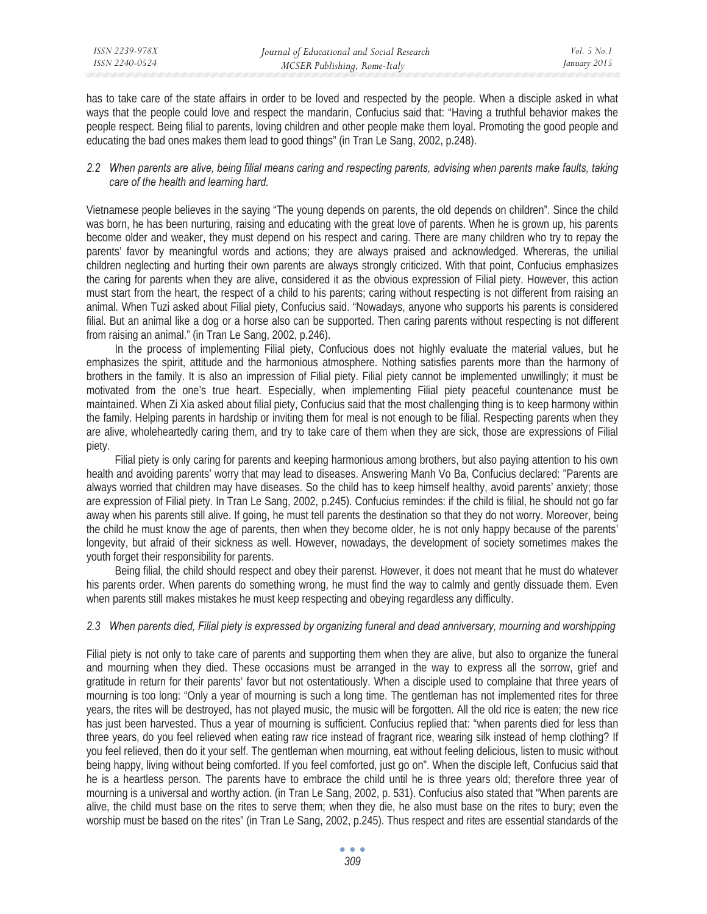has to take care of the state affairs in order to be loved and respected by the people. When a disciple asked in what ways that the people could love and respect the mandarin, Confucius said that: "Having a truthful behavior makes the people respect. Being filial to parents, loving children and other people make them loyal. Promoting the good people and educating the bad ones makes them lead to good things" (in Tran Le Sang, 2002, p.248).

### *2.2 When parents are alive, being filial means caring and respecting parents, advising when parents make faults, taking care of the health and learning hard.*

Vietnamese people believes in the saying "The young depends on parents, the old depends on children". Since the child was born, he has been nurturing, raising and educating with the great love of parents. When he is grown up, his parents become older and weaker, they must depend on his respect and caring. There are many children who try to repay the parents' favor by meaningful words and actions; they are always praised and acknowledged. Whereras, the unilial children neglecting and hurting their own parents are always strongly criticized. With that point, Confucius emphasizes the caring for parents when they are alive, considered it as the obvious expression of Filial piety. However, this action must start from the heart, the respect of a child to his parents; caring without respecting is not different from raising an animal. When Tuzi asked about Filial piety, Confucius said. "Nowadays, anyone who supports his parents is considered filial. But an animal like a dog or a horse also can be supported. Then caring parents without respecting is not different from raising an animal." (in Tran Le Sang, 2002, p.246).

In the process of implementing Filial piety, Confucious does not highly evaluate the material values, but he emphasizes the spirit, attitude and the harmonious atmosphere. Nothing satisfies parents more than the harmony of brothers in the family. It is also an impression of Filial piety. Filial piety cannot be implemented unwillingly; it must be motivated from the one's true heart. Especially, when implementing Filial piety peaceful countenance must be maintained. When Zi Xia asked about filial piety, Confucius said that the most challenging thing is to keep harmony within the family. Helping parents in hardship or inviting them for meal is not enough to be filial. Respecting parents when they are alive, wholeheartedly caring them, and try to take care of them when they are sick, those are expressions of Filial piety.

Filial piety is only caring for parents and keeping harmonious among brothers, but also paying attention to his own health and avoiding parents' worry that may lead to diseases. Answering Manh Vo Ba, Confucius declared: "Parents are always worried that children may have diseases. So the child has to keep himself healthy, avoid parents' anxiety; those are expression of Filial piety. In Tran Le Sang, 2002, p.245). Confucius reminds: if the child is filial, he should not go far away when his parents still alive. If going, he must tell parents the destination so that they do not worry. Moreover, being the child he must know the age of parents, then when they become older, he is not only happy because of the parents' longevity, but afraid of their sickness as well. However, nowadays, the development of society sometimes makes the youth forget their responsibility for parents.

Being filial, the child should respect and obey their parenst. However, it does not meant that he must do whatever his parents order. When parents do something wrong, he must find the way to calmly and gently dissuade them. Even when parents still makes mistakes he must keep respecting and obeying regardless any difficulty.

### *2.3 When parents died, Filial piety is expressed by organizing funeral and dead anniversary, mourning and worshipping*

Filial piety is not only to take care of parents and supporting them when they are alive, but also to organize the funeral and mourning when they died. These occasions must be arranged in the way to express all the sorrow, grief and gratitude in return for their parents' favor but not ostentatiously. When a disciple used to complaine that three years of mourning is too long: "Only a year of mourning is such a long time. The gentleman has not implemented rites for three years, the rites will be destroyed, has not played music, the music will be forgotten. All the old rice is eaten; the new rice has just been harvested. Thus a year of mourning is sufficient. Confucius replied that: "when parents died for less than three years, do you feel relieved when eating raw rice instead of fragrant rice, wearing silk instead of hemp clothing? If you feel relieved, then do it your self. The gentleman when mourning, eat without feeling delicious, listen to music without being happy, living without being comforted. If you feel comforted, just go on". When the disciple left, Confucius said that he is a heartless person. The parents have to embrace the child until he is three years old; therefore three year of mourning is a universal and worthy action. (in Tran Le Sang, 2002, p. 531). Confucius also stated that "When parents are alive, the child must base on the rites to serve them; when they die, he also must base on the rites to bury; even the worship must be based on the rites" (in Tran Le Sang, 2002, p.245). Thus respect and rites are essential standards of the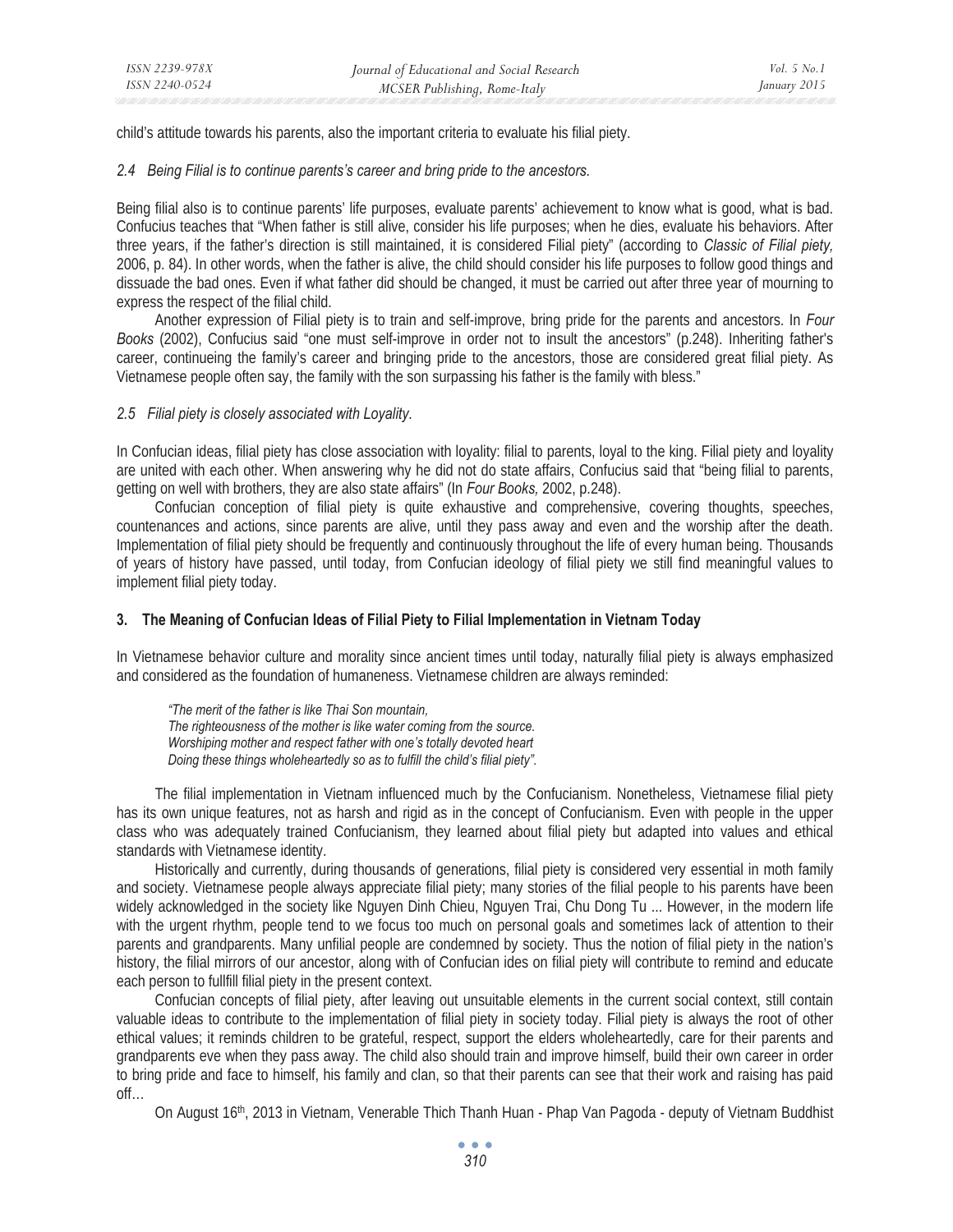child's attitude towards his parents, also the important criteria to evaluate his filial piety.

### *2.4 Being Filial is to continue parents's career and bring pride to the ancestors.*

Being filial also is to continue parents' life purposes, evaluate parents' achievement to know what is good, what is bad. Confucius teaches that "When father is still alive, consider his life purposes; when he dies, evaluate his behaviors. After three years, if the father's direction is still maintained, it is considered Filial piety" (according to *Classic of Filial piety,* 2006, p. 84). In other words, when the father is alive, the child should consider his life purposes to follow good things and dissuade the bad ones. Even if what father did should be changed, it must be carried out after three year of mourning to express the respect of the filial child.

Another expression of Filial piety is to train and self-improve, bring pride for the parents and ancestors. In *Four Books* (2002), Confucius said "one must self-improve in order not to insult the ancestors" (p.248). Inheriting father's career, continueing the family's career and bringing pride to the ancestors, those are considered great filial piety. As Vietnamese people often say, the family with the son surpassing his father is the family with bless."

### *2.5 Filial piety is closely associated with Loyality.*

In Confucian ideas, filial piety has close association with loyality: filial to parents, loyal to the king. Filial piety and loyality are united with each other. When answering why he did not do state affairs, Confucius said that "being filial to parents, getting on well with brothers, they are also state affairs" (In *Four Books,* 2002, p.248).

Confucian conception of filial piety is quite exhaustive and comprehensive, covering thoughts, speeches, countenances and actions, since parents are alive, until they pass away and even and the worship after the death. Implementation of filial piety should be frequently and continuously throughout the life of every human being. Thousands of years of history have passed, until today, from Confucian ideology of filial piety we still find meaningful values to implement filial piety today.

## 3. The Meaning of Confucian Ideas of Filial Piety to Filial Implementation in Vietnam Today

In Vietnamese behavior culture and morality since ancient times until today, naturally filial piety is always emphasized and considered as the foundation of humaneness. Vietnamese children are always reminded:

> *"The merit of the father is like Thai Son mountain,*
> *The righteousness of the mother is like water coming from the source.*
> *Worshiping mother and respect father with one's totally devoted heart*
> *Doing these things wholeheartedly so as to fulfill the child's filial piety".*

The filial implementation in Vietnam influenced much by the Confucianism. Nonetheless, Vietnamese filial piety has its own unique features, not as harsh and rigid as in the concept of Confucianism. Even with people in the upper class who was adequately trained Confucianism, they learned about filial piety but adapted into values and ethical standards with Vietnamese identity.

Historically and currently, during thousands of generations, filial piety is considered very essential in moth family and society. Vietnamese people always appreciate filial piety; many stories of the filial people to his parents have been widely acknowledged in the society like Nguyen Dinh Chieu, Nguyen Trai, Chu Dong Tu ... However, in the modern life with the urgent rhythm, people tend to we focus too much on personal goals and sometimes lack of attention to their parents and grandparents. Many unfilial people are condemned by society. Thus the notion of filial piety in the nation's history, the filial mirrors of our ancestor, along with of Confucian ides on filial piety will contribute to remind and educate each person to fullfill filial piety in the present context.

Confucian concepts of filial piety, after leaving out unsuitable elements in the current social context, still contain valuable ideas to contribute to the implementation of filial piety in society today. Filial piety is always the root of other ethical values; it reminds children to be grateful, respect, support the elders wholeheartedly, care for their parents and grandparents eve when they pass away. The child also should train and improve himself, build their own career in order to bring pride and face to himself, his family and clan, so that their parents can see that their work and raising has paid off…

On August 16th, 2013 in Vietnam, Venerable Thich Thanh Huan - Phap Van Pagoda - deputy of Vietnam Buddhist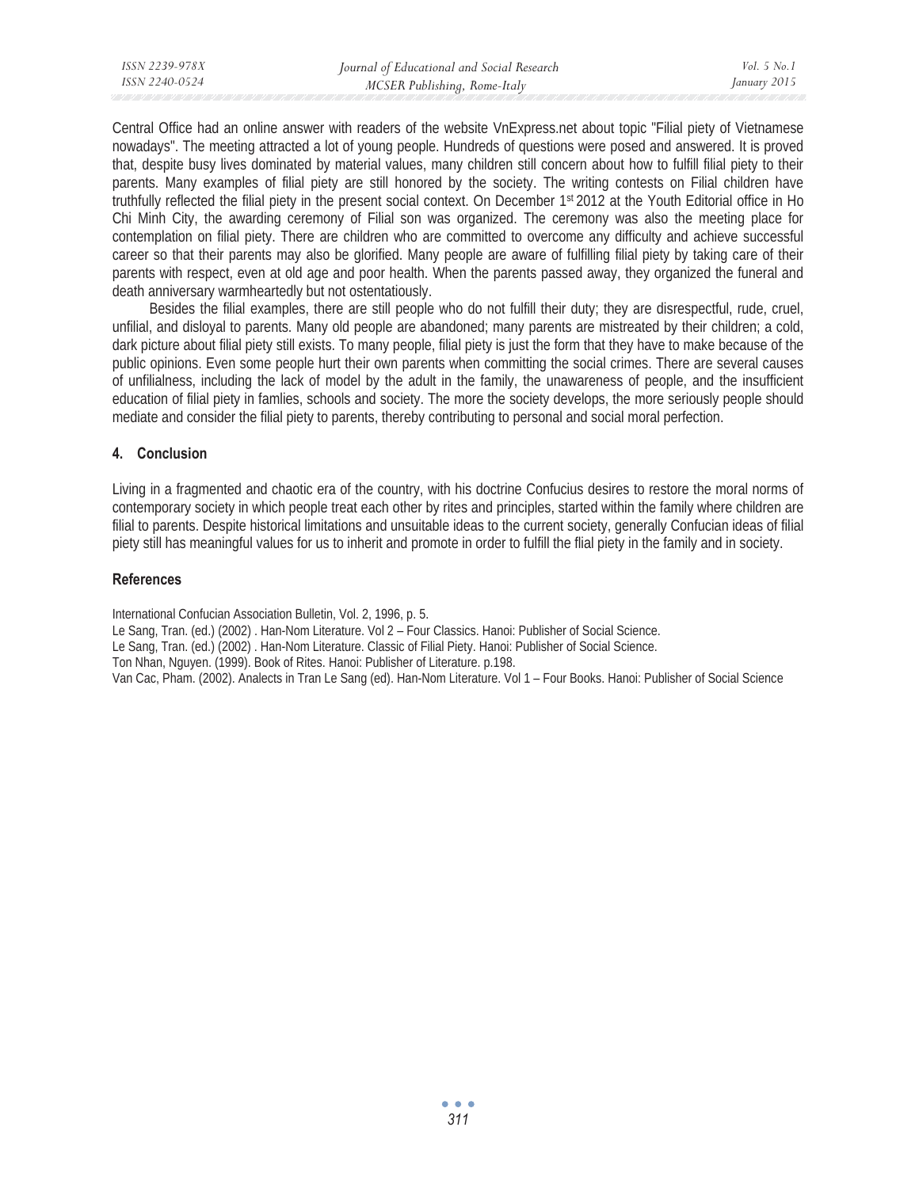Central Office had an online answer with readers of the website VnExpress.net about topic "Filial piety of Vietnamese nowadays". The meeting attracted a lot of young people. Hundreds of questions were posed and answered. It is proved that, despite busy lives dominated by material values, many children still concern about how to fulfill filial piety to their parents. Many examples of filial piety are still honored by the society. The writing contests on Filial children have truthfully reflected the filial piety in the present social context. On December 1st 2012 at the Youth Editorial office in Ho Chi Minh City, the awarding ceremony of Filial son was organized. The ceremony was also the meeting place for contemplation on filial piety. There are children who are committed to overcome any difficulty and achieve successful career so that their parents may also be glorified. Many people are aware of fulfilling filial piety by taking care of their parents with respect, even at old age and poor health. When the parents passed away, they organized the funeral and death anniversary warmheartedly but not ostentatiously.

Besides the filial examples, there are still people who do not fulfill their duty; they are disrespectful, rude, cruel, unfilial, and disloyal to parents. Many old people are abandoned; many parents are mistreated by their children; a cold, dark picture about filial piety still exists. To many people, filial piety is just the form that they have to make because of the public opinions. Even some people hurt their own parents when committing the social crimes. There are several causes of unfilialness, including the lack of model by the adult in the family, the unawareness of people, and the insufficient education of filial piety in famlies, schools and society. The more the society develops, the more seriously people should mediate and consider the filial piety to parents, thereby contributing to personal and social moral perfection.

## 4. Conclusion

Living in a fragmented and chaotic era of the country, with his doctrine Confucius desires to restore the moral norms of contemporary society in which people treat each other by rites and principles, started within the family where children are filial to parents. Despite historical limitations and unsuitable ideas to the current society, generally Confucian ideas of filial piety still has meaningful values for us to inherit and promote in order to fulfill the flial piety in the family and in society.

## References

International Confucian Association Bulletin, Vol. 2, 1996, p. 5.

Le Sang, Tran. (ed.) (2002) . Han-Nom Literature. Vol 2 – Four Classics. Hanoi: Publisher of Social Science.

Le Sang, Tran. (ed.) (2002) . Han-Nom Literature. Classic of Filial Piety. Hanoi: Publisher of Social Science.

Ton Nhan, Nguyen. (1999). Book of Rites. Hanoi: Publisher of Literature. p.198.

Van Cac, Pham. (2002). Analects in Tran Le Sang (ed). Han-Nom Literature. Vol 1 – Four Books. Hanoi: Publisher of Social Science